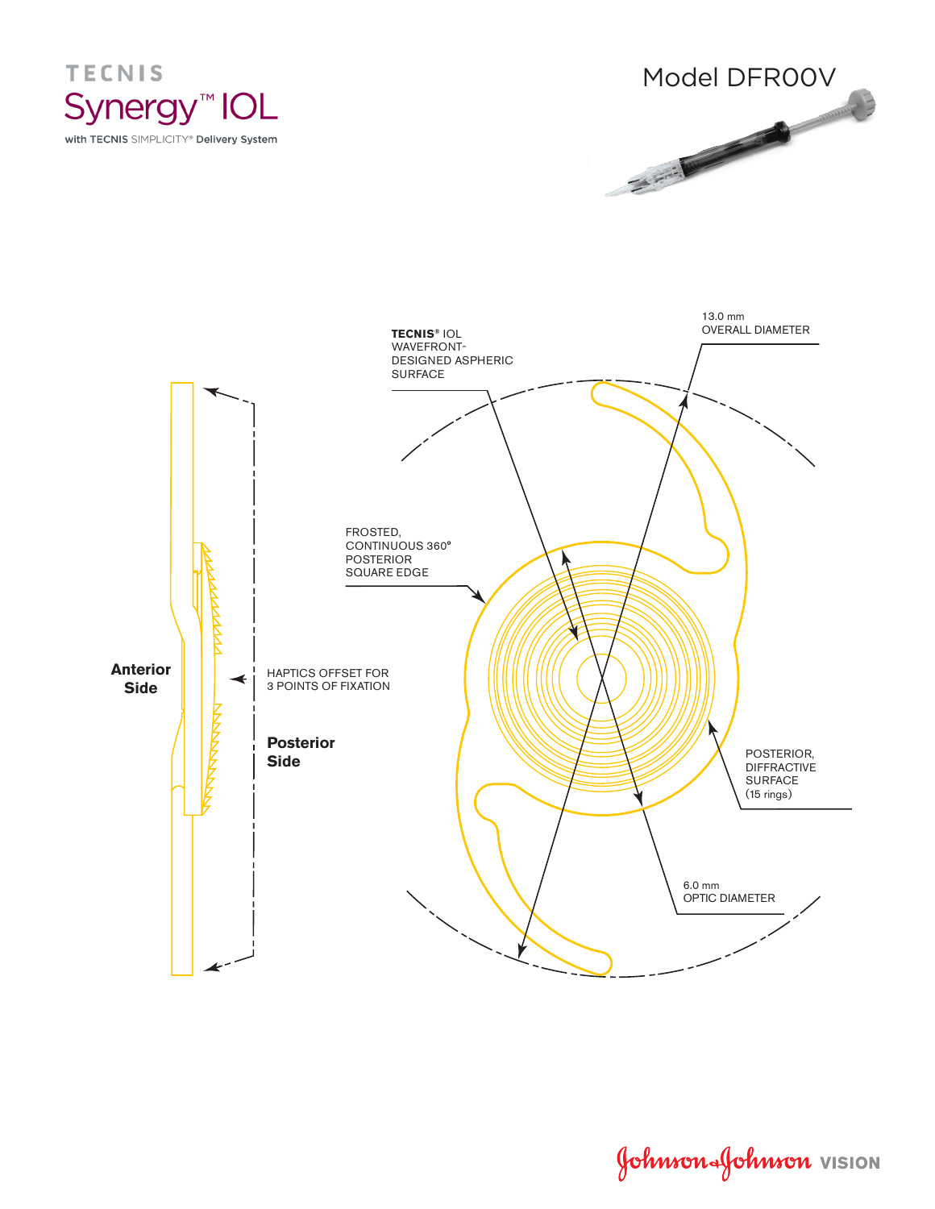# TECNIS Synergy™ IOL

with TECNIS SIMPLICITY® Delivery System

## Model DFR00V

TECNIS® IOL WAVEFRONT-DESIGNED ASPHERIC SURFACE

13.0 mm OVERALL DIAMETER

FROSTED, CONTINUOUS 360° POSTERIOR SQUARE EDGE

**Anterior Side**

HAPTICS OFFSET FOR 3 POINTS OF FIXATION

**Posterior Side**

POSTERIOR, DIFFRACTIVE SURFACE (15 rings)

6.0 mm OPTIC DIAMETER

Johnson & Johnson VISION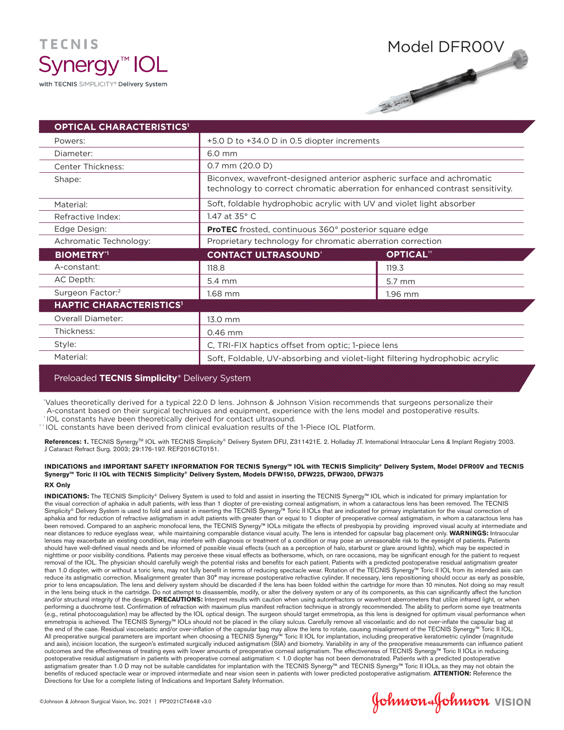TECNIS

# Synergy™ IOL

with TECNIS SIMPLICITY® Delivery System

## Model DFR00V

| OPTICAL CHARACTERISTICS[1] | | |
|---|---|---|
| Powers: | +5.0 D to +34.0 D in 0.5 diopter increments | |
| Diameter: | 6.0 mm | |
| Center Thickness: | 0.7 mm (20.0 D) | |
| Shape: | Biconvex, wavefront-designed anterior aspheric surface and achromatic technology to correct chromatic aberration for enhanced contrast sensitivity. | |
| Material: | Soft, foldable hydrophobic acrylic with UV and violet light absorber | |
| Refractive Index: | 1.47 at 35° C | |
| Edge Design: | **ProTEC** frosted, continuous 360° posterior square edge | |
| Achromatic Technology: | Proprietary technology for chromatic aberration correction | |
| **BIOMETRY*[1]** | **CONTACT ULTRASOUND†** | **OPTICAL††** |
| A-constant: | 118.8 | 119.3 |
| AC Depth: | 5.4 mm | 5.7 mm |
| Surgeon Factor:[2] | 1.68 mm | 1.96 mm |
| **HAPTIC CHARACTERISTICS[1]** | | |
| Overall Diameter: | 13.0 mm | |
| Thickness: | 0.46 mm | |
| Style: | C, TRI-FIX haptics offset from optic; 1-piece lens | |
| Material: | Soft, Foldable, UV-absorbing and violet-light filtering hydrophobic acrylic | |

Preloaded **TECNIS Simplicity®** Delivery System

*Values theoretically derived for a typical 22.0 D lens. Johnson & Johnson Vision recommends that surgeons personalize their A-constant based on their surgical techniques and equipment, experience with the lens model and postoperative results.
† IOL constants have been theoretically derived for contact ultrasound.
†† IOL constants have been derived from clinical evaluation results of the 1-Piece IOL Platform.

**References: 1.** TECNIS Synergy™ IOL with TECNIS Simplicity® Delivery System DFU, Z311421E. 2. Holladay JT. International Intraocular Lens & Implant Registry 2003. J Cataract Refract Surg. 2003; 29:176-197. REF2016CT0151.

**INDICATIONS and IMPORTANT SAFETY INFORMATION FOR TECNIS Synergy™ IOL with TECNIS Simplicity® Delivery System, Model DFR00V and TECNIS Synergy™ Toric II IOL with TECNIS Simplicity® Delivery System, Models DFW150, DFW225, DFW300, DFW375**

**RX Only**

**INDICATIONS:** The TECNIS Simplicity® Delivery System is used to fold and assist in inserting the TECNIS Synergy™ IOL which is indicated for primary implantation for the visual correction of aphakia in adult patients, with less than 1 diopter of pre-existing corneal astigmatism, in whom a cataractous lens has been removed. The TECNIS Simplicity® Delivery System is used to fold and assist in inserting the TECNIS Synergy™ Toric II IOLs that are indicated for primary implantation for the visual correction of aphakia and for reduction of refractive astigmatism in adult patients with greater than or equal to 1 diopter of preoperative corneal astigmatism, in whom a cataractous lens has been removed. Compared to an aspheric monofocal lens, the TECNIS Synergy™ IOLs mitigate the effects of presbyopia by providing improved visual acuity at intermediate and near distances to reduce eyeglass wear, while maintaining comparable distance visual acuity. The lens is intended for capsular bag placement only. **WARNINGS:** Intraocular lenses may exacerbate an existing condition, may interfere with diagnosis or treatment of a condition or may pose an unreasonable risk to the eyesight of patients. Patients should have well-defined visual needs and be informed of possible visual effects (such as a perception of halo, starburst or glare around lights), which may be expected in nighttime or poor visibility conditions. Patients may perceive these visual effects as bothersome, which, on rare occasions, may be significant enough for the patient to request removal of the IOL. The physician should carefully weigh the potential risks and benefits for each patient. Patients with a predicted postoperative residual astigmatism greater than 1.0 diopter, with or without a toric lens, may not fully benefit in terms of reducing spectacle wear. Rotation of the TECNIS Synergy™ Toric II IOL from its intended axis can reduce its astigmatic correction. Misalignment greater than 30° may increase postoperative refractive cylinder. If necessary, lens repositioning should occur as early as possible, prior to lens encapsulation. The lens and delivery system should be discarded if the lens has been folded within the cartridge for more than 10 minutes. Not doing so may result in the lens being stuck in the cartridge. Do not attempt to disassemble, modify, or alter the delivery system or any of its components, as this can significantly affect the function and/or structural integrity of the design. **PRECAUTIONS:** Interpret results with caution when using autorefractors or wavefront aberrometers that utilize infrared light, or when performing a duochrome test. Confirmation of refraction with maximum plus manifest refraction technique is strongly recommended. The ability to perform some eye treatments (e.g., retinal photocoagulation) may be affected by the IOL optical design. The surgeon should target emmetropia, as this lens is designed for optimum visual performance when emmetropia is achieved. The TECNIS Synergy™ IOLs should not be placed in the ciliary sulcus. Carefully remove all viscoelastic and do not over-inflate the capsular bag at the end of the case. Residual viscoelastic and/or over-inflation of the capsular bag may allow the lens to rotate, causing misalignment of the TECNIS Synergy™ Toric II IOL. All preoperative surgical parameters are important when choosing a TECNIS Synergy™ Toric II IOL for implantation, including preoperative keratometric cylinder (magnitude and axis), incision location, the surgeon's estimated surgically induced astigmatism (SIA) and biometry. Variability in any of the preoperative measurements can influence patient outcomes and the effectiveness of treating eyes with lower amounts of preoperative corneal astigmatism. The effectiveness of TECNIS Synergy™ Toric II IOLs in reducing postoperative residual astigmatism in patients with preoperative corneal astigmatism < 1.0 diopter has not been demonstrated. Patients with a predicted postoperative astigmatism greater than 1.0 D may not be suitable candidates for implantation with the TECNIS Synergy™ and TECNIS Synergy™ Toric II IOLs, as they may not obtain the benefits of reduced spectacle wear or improved intermediate and near vision seen in patients with lower predicted postoperative astigmatism. **ATTENTION:** Reference the Directions for Use for a complete listing of Indications and Important Safety Information.

©Johnson & Johnson Surgical Vision, Inc. 2021 | PP2021CT4648 v3.0

Johnson & Johnson VISION